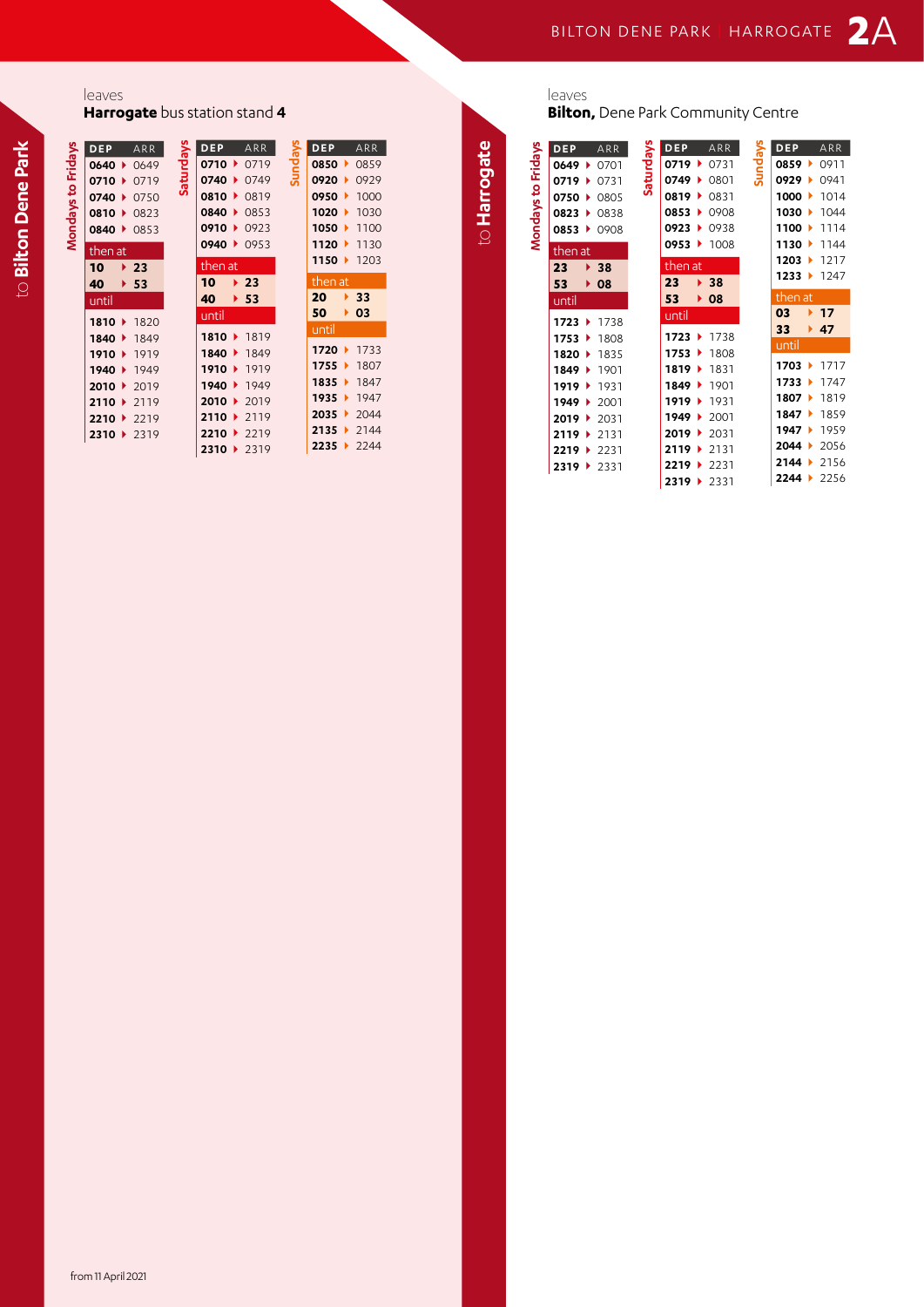# Bilton Dene Park – Harrogate 2A

## to Bilton Dene Park

leaves
**Harrogate** bus station stand **4**

### Mondays to Fridays

| DEP | ARR |
|---|---|
| 0640 | 0649 |
| 0710 | 0719 |
| 0740 | 0750 |
| 0810 | 0823 |
| 0840 | 0853 |
| then at | |
| 10 | 23 |
| 40 | 53 |
| until | |
| 1810 | 1820 |
| 1840 | 1849 |
| 1910 | 1919 |
| 1940 | 1949 |
| 2010 | 2019 |
| 2110 | 2119 |
| 2210 | 2219 |
| 2310 | 2319 |

### Saturdays

| DEP | ARR |
|---|---|
| 0710 | 0719 |
| 0740 | 0749 |
| 0810 | 0819 |
| 0840 | 0853 |
| 0910 | 0923 |
| 0940 | 0953 |
| then at | |
| 10 | 23 |
| 40 | 53 |
| until | |
| 1810 | 1819 |
| 1840 | 1849 |
| 1910 | 1919 |
| 1940 | 1949 |
| 2010 | 2019 |
| 2110 | 2119 |
| 2210 | 2219 |
| 2310 | 2319 |

### Sundays

| DEP | ARR |
|---|---|
| 0850 | 0859 |
| 0920 | 0929 |
| 0950 | 1000 |
| 1020 | 1030 |
| 1050 | 1100 |
| 1120 | 1130 |
| 1150 | 1203 |
| then at | |
| 20 | 33 |
| 50 | 03 |
| until | |
| 1720 | 1733 |
| 1755 | 1807 |
| 1835 | 1847 |
| 1935 | 1947 |
| 2035 | 2044 |
| 2135 | 2144 |
| 2235 | 2244 |

## to Harrogate

leaves
**Bilton,** Dene Park Community Centre

### Mondays to Fridays

| DEP | ARR |
|---|---|
| 0649 | 0701 |
| 0719 | 0731 |
| 0750 | 0805 |
| 0823 | 0838 |
| 0853 | 0908 |
| then at | |
| 23 | 38 |
| 53 | 08 |
| until | |
| 1723 | 1738 |
| 1753 | 1808 |
| 1820 | 1835 |
| 1849 | 1901 |
| 1919 | 1931 |
| 1949 | 2001 |
| 2019 | 2031 |
| 2119 | 2131 |
| 2219 | 2231 |
| 2319 | 2331 |

### Saturdays

| DEP | ARR |
|---|---|
| 0719 | 0731 |
| 0749 | 0801 |
| 0819 | 0831 |
| 0853 | 0908 |
| 0923 | 0938 |
| 0953 | 1008 |
| then at | |
| 23 | 38 |
| 53 | 08 |
| until | |
| 1723 | 1738 |
| 1753 | 1808 |
| 1819 | 1831 |
| 1849 | 1901 |
| 1919 | 1931 |
| 1949 | 2001 |
| 2019 | 2031 |
| 2119 | 2131 |
| 2219 | 2231 |
| 2319 | 2331 |

### Sundays

| DEP | ARR |
|---|---|
| 0859 | 0911 |
| 0929 | 0941 |
| 1000 | 1014 |
| 1030 | 1044 |
| 1100 | 1114 |
| 1130 | 1144 |
| 1203 | 1217 |
| 1233 | 1247 |
| then at | |
| 03 | 17 |
| 33 | 47 |
| until | |
| 1703 | 1717 |
| 1733 | 1747 |
| 1807 | 1819 |
| 1847 | 1859 |
| 1947 | 1959 |
| 2044 | 2056 |
| 2144 | 2156 |
| 2244 | 2256 |

from 11 April 2021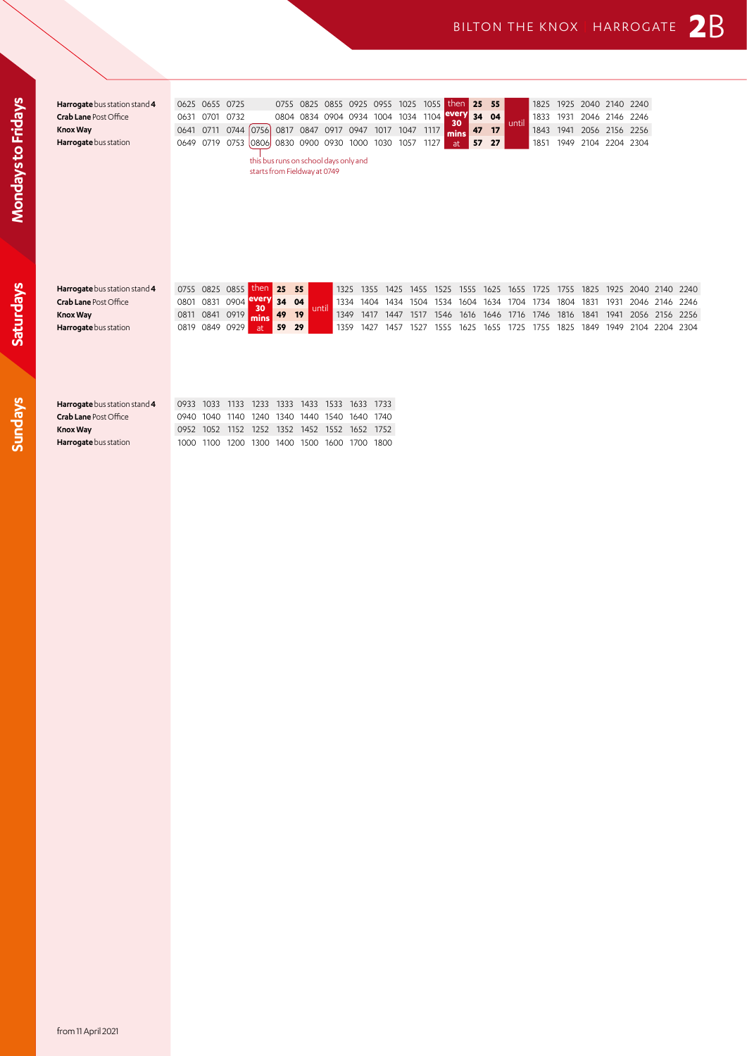# BILTON THE KNOX | HARROGATE 2B

## Mondays to Fridays

| | | | | | | | | | | | | | | | | | | | | | |
|---|---|---|---|---|---|---|---|---|---|---|---|---|---|---|---|---|---|---|---|---|---|
| **Harrogate** bus station stand **4** | 0625 | 0655 | 0725 | | 0755 | 0825 | 0855 | 0925 | 0955 | 1025 | 1055 | then | 25 | 55 | | 1825 | 1925 | 2040 | 2140 | 2240 |
| **Crab Lane** Post Office | 0631 | 0701 | 0732 | | 0804 | 0834 | 0904 | 0934 | 1004 | 1034 | 1104 | every 30 | 34 | 04 | until | 1833 | 1931 | 2046 | 2146 | 2246 |
| **Knox Way** | 0641 | 0711 | 0744 | 0756 | 0817 | 0847 | 0917 | 0947 | 1017 | 1047 | 1117 | mins | 47 | 17 | | 1843 | 1941 | 2056 | 2156 | 2256 |
| **Harrogate** bus station | 0649 | 0719 | 0753 | 0806 | 0830 | 0900 | 0930 | 1000 | 1030 | 1057 | 1127 | at | 57 | 27 | | 1851 | 1949 | 2104 | 2204 | 2304 |

0756/0806: this bus runs on school days only and starts from Fieldway at 0749

## Saturdays

| | | | | | | | | | | | | | | | | | | | | | | | | | | | |
|---|---|---|---|---|---|---|---|---|---|---|---|---|---|---|---|---|---|---|---|---|---|---|---|---|---|---|---|
| **Harrogate** bus station stand **4** | 0755 | 0825 | 0855 | then | 25 | 55 | | 1325 | 1355 | 1425 | 1455 | 1525 | 1555 | 1625 | 1655 | 1725 | 1755 | 1825 | 1925 | 2040 | 2140 | 2240 |
| **Crab Lane** Post Office | 0801 | 0831 | 0904 | every 30 | 34 | 04 | until | 1334 | 1404 | 1434 | 1504 | 1534 | 1604 | 1634 | 1704 | 1734 | 1804 | 1831 | 1931 | 2046 | 2146 | 2246 |
| **Knox Way** | 0811 | 0841 | 0919 | mins | 49 | 19 | | 1349 | 1417 | 1447 | 1517 | 1546 | 1616 | 1646 | 1716 | 1746 | 1816 | 1841 | 1941 | 2056 | 2156 | 2256 |
| **Harrogate** bus station | 0819 | 0849 | 0929 | at | 59 | 29 | | 1359 | 1427 | 1457 | 1527 | 1555 | 1625 | 1655 | 1725 | 1755 | 1825 | 1849 | 1949 | 2104 | 2204 | 2304 |

## Sundays

| | | | | | | | | | |
|---|---|---|---|---|---|---|---|---|---|
| **Harrogate** bus station stand **4** | 0933 | 1033 | 1133 | 1233 | 1333 | 1433 | 1533 | 1633 | 1733 |
| **Crab Lane** Post Office | 0940 | 1040 | 1140 | 1240 | 1340 | 1440 | 1540 | 1640 | 1740 |
| **Knox Way** | 0952 | 1052 | 1152 | 1252 | 1352 | 1452 | 1552 | 1652 | 1752 |
| **Harrogate** bus station | 1000 | 1100 | 1200 | 1300 | 1400 | 1500 | 1600 | 1700 | 1800 |

from 11 April 2021